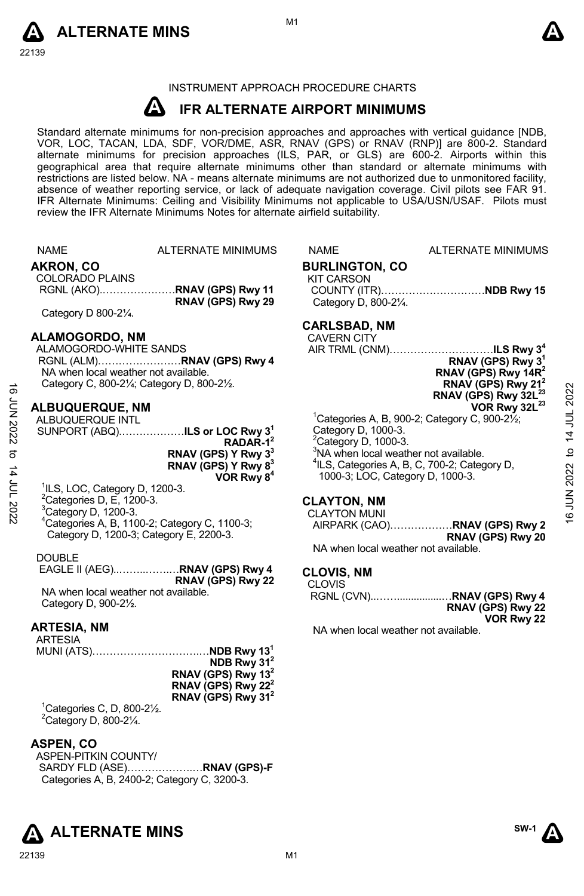INSTRUMENT APPROACH PROCEDURE CHARTS

# IFR ALTERNATE AIRPORT MINIMUMS

Standard alternate minimums for non-precision approaches and approaches with vertical guidance [NDB, VOR, LOC, TACAN, LDA, SDF, VOR/DME, ASR, RNAV (GPS) or RNAV (RNP)] are 800-2. Standard alternate minimums for precision approaches (ILS, PAR, or GLS) are 600-2. Airports within this geographical area that require alternate minimums other than standard or alternate minimums with restrictions are listed below. NA - means alternate minimums are not authorized due to unmonitored facility, absence of weather reporting service, or lack of adequate navigation coverage. Civil pilots see FAR 91. IFR Alternate Minimums: Ceiling and Visibility Minimums not applicable to USA/USN/USAF. Pilots must review the IFR Alternate Minimums Notes for alternate airfield suitability.

NAME — ALTERNATE MINIMUMS

## AKRON, CO

COLORADO PLAINS RGNL (AKO)…………………**RNAV (GPS) Rwy 11**
**RNAV (GPS) Rwy 29**

Category D 800-2¼.

## ALAMOGORDO, NM

ALAMOGORDO-WHITE SANDS RGNL (ALM)……………………**RNAV (GPS) Rwy 4**

NA when local weather not available.
Category C, 800-2¼; Category D, 800-2½.

## ALBUQUERQUE, NM

ALBUQUERQUE INTL SUNPORT (ABQ)………………**ILS or LOC Rwy 3**[1]
**RADAR-1**[2]
**RNAV (GPS) Y Rwy 3**[3]
**RNAV (GPS) Y Rwy 8**[3]
**VOR Rwy 8**[4]

[1]ILS, LOC, Category D, 1200-3.
[2]Categories D, E, 1200-3.
[3]Category D, 1200-3.
[4]Categories A, B, 1100-2; Category C, 1100-3; Category D, 1200-3; Category E, 2200-3.

DOUBLE EAGLE II (AEG)………………**RNAV (GPS) Rwy 4**
**RNAV (GPS) Rwy 22**

NA when local weather not available.
Category D, 900-2½.

## ARTESIA, NM

ARTESIA MUNI (ATS)…………………………….**NDB Rwy 13**[1]
**NDB Rwy 31**[2]
**RNAV (GPS) Rwy 13**[2]
**RNAV (GPS) Rwy 22**[2]
**RNAV (GPS) Rwy 31**[2]

[1]Categories C, D, 800-2½.
[2]Category D, 800-2¼.

## ASPEN, CO

ASPEN-PITKIN COUNTY/ SARDY FLD (ASE)…………………**RNAV (GPS)-F**

Categories A, B, 2400-2; Category C, 3200-3.

## BURLINGTON, CO

KIT CARSON COUNTY (ITR)…………………………**NDB Rwy 15**

Category D, 800-2¼.

## CARLSBAD, NM

CAVERN CITY AIR TRML (CNM)…………………………**ILS Rwy 3**[4]
**RNAV (GPS) Rwy 3**[1]
**RNAV (GPS) Rwy 14R**[2]
**RNAV (GPS) Rwy 21**[2]
**RNAV (GPS) Rwy 32L**[2,3]
**VOR Rwy 32L**[2,3]

[1]Categories A, B, 900-2; Category C, 900-2½; Category D, 1000-3.
[2]Category D, 1000-3.
[3]NA when local weather not available.
[4]ILS, Categories A, B, C, 700-2; Category D, 1000-3; LOC, Category D, 1000-3.

## CLAYTON, NM

CLAYTON MUNI AIRPARK (CAO)………………**RNAV (GPS) Rwy 2**
**RNAV (GPS) Rwy 20**

NA when local weather not available.

## CLOVIS, NM

CLOVIS RGNL (CVN)……………………**RNAV (GPS) Rwy 4**
**RNAV (GPS) Rwy 22**
**VOR Rwy 22**

NA when local weather not available.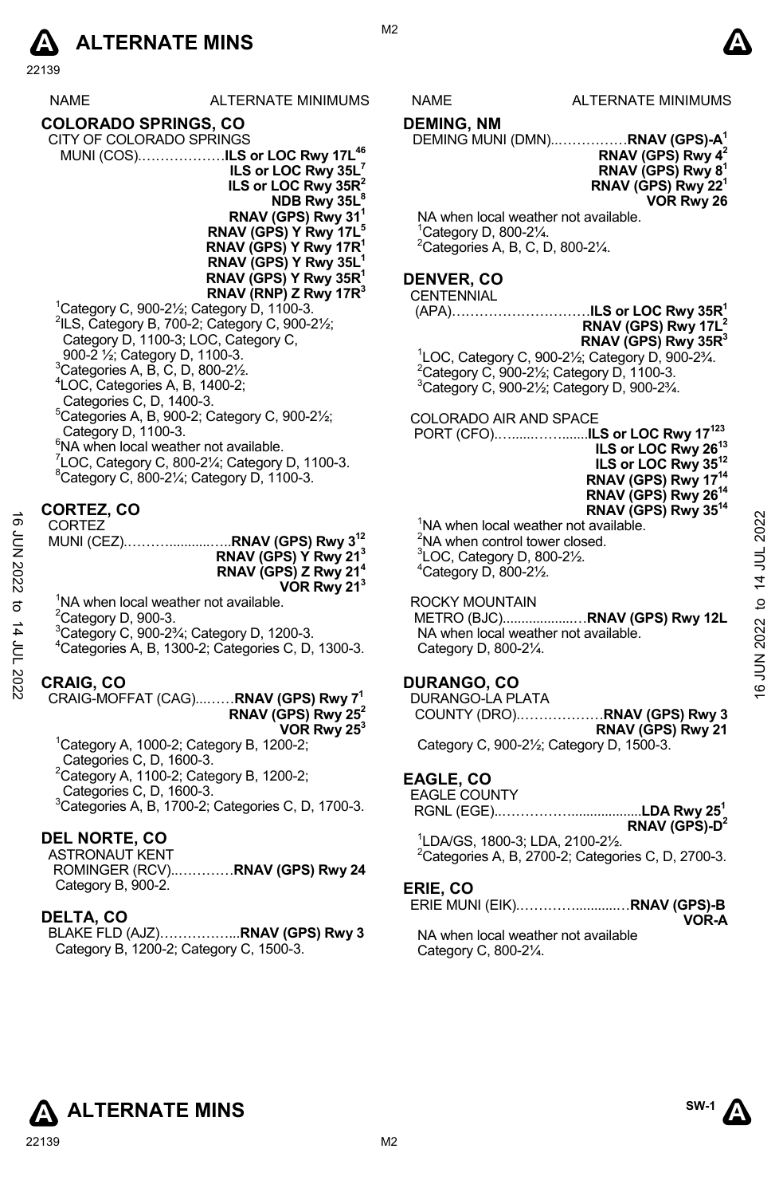NAME ALTERNATE MINIMUMS

## COLORADO SPRINGS, CO

CITY OF COLORADO SPRINGS
MUNI (COS)………………**ILS or LOC Rwy 17L**[4,6]
**ILS or LOC Rwy 35L**[7]
**ILS or LOC Rwy 35R**[2]
**NDB Rwy 35L**[8]
**RNAV (GPS) Rwy 31**[1]
**RNAV (GPS) Y Rwy 17L**[5]
**RNAV (GPS) Y Rwy 17R**[1]
**RNAV (GPS) Y Rwy 35L**[1]
**RNAV (GPS) Y Rwy 35R**[1]
**RNAV (RNP) Z Rwy 17R**[3]

[1]Category C, 900-2½; Category D, 1100-3.
[2]ILS, Category B, 700-2; Category C, 900-2½; Category D, 1100-3; LOC, Category C, 900-2 ½; Category D, 1100-3.
[3]Categories A, B, C, D, 800-2½.
[4]LOC, Categories A, B, 1400-2; Categories C, D, 1400-3.
[5]Categories A, B, 900-2; Category C, 900-2½; Category D, 1100-3.
[6]NA when local weather not available.
[7]LOC, Category C, 800-2¼; Category D, 1100-3.
[8]Category C, 800-2¼; Category D, 1100-3.

## CORTEZ, CO

CORTEZ
MUNI (CEZ)………...........…..**RNAV (GPS) Rwy 3**[1,2]
**RNAV (GPS) Y Rwy 21**[3]
**RNAV (GPS) Z Rwy 21**[4]
**VOR Rwy 21**[3]

[1]NA when local weather not available.
[2]Category D, 900-3.
[3]Category C, 900-2¾; Category D, 1200-3.
[4]Categories A, B, 1300-2; Categories C, D, 1300-3.

## CRAIG, CO

CRAIG-MOFFAT (CAG)...……**RNAV (GPS) Rwy 7**[1]
**RNAV (GPS) Rwy 25**[2]
**VOR Rwy 25**[3]

[1]Category A, 1000-2; Category B, 1200-2; Categories C, D, 1600-3.
[2]Category A, 1100-2; Category B, 1200-2; Categories C, D, 1600-3.
[3]Categories A, B, 1700-2; Categories C, D, 1700-3.

## DEL NORTE, CO

ASTRONAUT KENT
ROMINGER (RCV)..…………**RNAV (GPS) Rwy 24**
Category B, 900-2.

## DELTA, CO

BLAKE FLD (AJZ)……………...**RNAV (GPS) Rwy 3**
Category B, 1200-2; Category C, 1500-3.

## DEMING, NM

DEMING MUNI (DMN)...……………**RNAV (GPS)-A**[1]
**RNAV (GPS) Rwy 4**[2]
**RNAV (GPS) Rwy 8**[1]
**RNAV (GPS) Rwy 22**[1]
**VOR Rwy 26**

NA when local weather not available.
[1]Category D, 800-2¼.
[2]Categories A, B, C, D, 800-2¼.

## DENVER, CO

CENTENNIAL
(APA)…………………………**ILS or LOC Rwy 35R**[1]
**RNAV (GPS) Rwy 17L**[2]
**RNAV (GPS) Rwy 35R**[3]

[1]LOC, Category C, 900-2½; Category D, 900-2¾.
[2]Category C, 900-2½; Category D, 1100-3.
[3]Category C, 900-2½; Category D, 900-2¾.

COLORADO AIR AND SPACE
PORT (CFO)……......……......**ILS or LOC Rwy 17**[1,2,3]
**ILS or LOC Rwy 26**[1,3]
**ILS or LOC Rwy 35**[1,2]
**RNAV (GPS) Rwy 17**[1,4]
**RNAV (GPS) Rwy 26**[1,4]
**RNAV (GPS) Rwy 35**[1,4]

[1]NA when local weather not available.
[2]NA when control tower closed.
[3]LOC, Category D, 800-2½.
[4]Category D, 800-2½.

ROCKY MOUNTAIN
METRO (BJC)....................…**RNAV (GPS) Rwy 12L**
NA when local weather not available.
Category D, 800-2¼.

## DURANGO, CO

DURANGO-LA PLATA
COUNTY (DRO).………………**RNAV (GPS) Rwy 3**
**RNAV (GPS) Rwy 21**
Category C, 900-2½; Category D, 1500-3.

## EAGLE, CO

EAGLE COUNTY
RGNL (EGE)..……………...................**LDA Rwy 25**[1]
**RNAV (GPS)-D**[2]

[1]LDA/GS, 1800-3; LDA, 2100-2½.
[2]Categories A, B, 2700-2; Categories C, D, 2700-3.

## ERIE, CO

ERIE MUNI (EIK).…………............…**RNAV (GPS)-B**
**VOR-A**
NA when local weather not available
Category C, 800-2¼.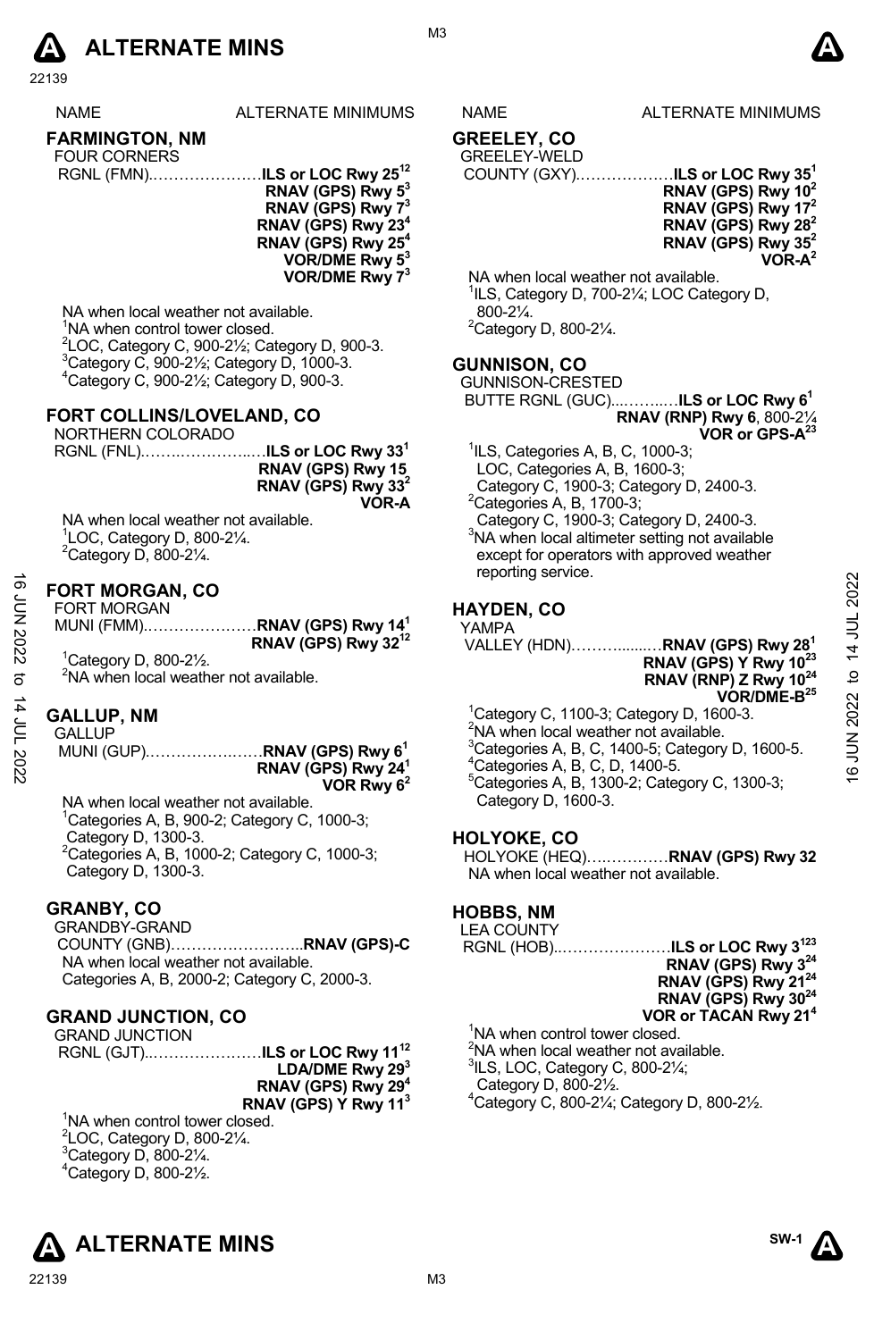# ALTERNATE MINS

NAME — ALTERNATE MINIMUMS

## FARMINGTON, NM

FOUR CORNERS
RGNL (FMN)......................**ILS or LOC Rwy 25**[12]
**RNAV (GPS) Rwy 5**[3]
**RNAV (GPS) Rwy 7**[3]
**RNAV (GPS) Rwy 23**[4]
**RNAV (GPS) Rwy 25**[4]
**VOR/DME Rwy 5**[3]
**VOR/DME Rwy 7**[3]

NA when local weather not available.
[1]NA when control tower closed.
[2]LOC, Category C, 900-2½; Category D, 900-3.
[3]Category C, 900-2½; Category D, 1000-3.
[4]Category C, 900-2½; Category D, 900-3.

## FORT COLLINS/LOVELAND, CO

NORTHERN COLORADO
RGNL (FNL)..........................**ILS or LOC Rwy 33**[1]
**RNAV (GPS) Rwy 15**
**RNAV (GPS) Rwy 33**[2]
**VOR-A**

NA when local weather not available.
[1]LOC, Category D, 800-2¼.
[2]Category D, 800-2¼.

## FORT MORGAN, CO

FORT MORGAN
MUNI (FMM).......................**RNAV (GPS) Rwy 14**[1]
**RNAV (GPS) Rwy 32**[12]

[1]Category D, 800-2½.
[2]NA when local weather not available.

## GALLUP, NM

GALLUP
MUNI (GUP)........................**RNAV (GPS) Rwy 6**[1]
**RNAV (GPS) Rwy 24**[1]
**VOR Rwy 6**[2]

NA when local weather not available.
[1]Categories A, B, 900-2; Category C, 1000-3; Category D, 1300-3.
[2]Categories A, B, 1000-2; Category C, 1000-3; Category D, 1300-3.

## GRANBY, CO

GRANDBY-GRAND
COUNTY (GNB)..........................**RNAV (GPS)-C**

NA when local weather not available.
Categories A, B, 2000-2; Category C, 2000-3.

## GRAND JUNCTION, CO

GRAND JUNCTION
RGNL (GJT).......................**ILS or LOC Rwy 11**[12]
**LDA/DME Rwy 29**[3]
**RNAV (GPS) Rwy 29**[4]
**RNAV (GPS) Y Rwy 11**[3]

[1]NA when control tower closed.
[2]LOC, Category D, 800-2¼.
[3]Category D, 800-2¼.
[4]Category D, 800-2½.

## GREELEY, CO

GREELEY-WELD
COUNTY (GXY)...................**ILS or LOC Rwy 35**[1]
**RNAV (GPS) Rwy 10**[2]
**RNAV (GPS) Rwy 17**[2]
**RNAV (GPS) Rwy 28**[2]
**RNAV (GPS) Rwy 35**[2]
**VOR-A**[2]

NA when local weather not available.
[1]ILS, Category D, 700-2¼; LOC Category D, 800-2¼.
[2]Category D, 800-2¼.

## GUNNISON, CO

GUNNISON-CRESTED
BUTTE RGNL (GUC)..............**ILS or LOC Rwy 6**[1]
**RNAV (RNP) Rwy 6**, 800-2¼
**VOR or GPS-A**[23]

[1]ILS, Categories A, B, C, 1000-3; LOC, Categories A, B, 1600-3; Category C, 1900-3; Category D, 2400-3.
[2]Categories A, B, 1700-3; Category C, 1900-3; Category D, 2400-3.
[3]NA when local altimeter setting not available except for operators with approved weather reporting service.

## HAYDEN, CO

YAMPA
VALLEY (HDN)...................**RNAV (GPS) Rwy 28**[1]
**RNAV (GPS) Y Rwy 10**[23]
**RNAV (RNP) Z Rwy 10**[24]
**VOR/DME-B**[25]

[1]Category C, 1100-3; Category D, 1600-3.
[2]NA when local weather not available.
[3]Categories A, B, C, 1400-5; Category D, 1600-5.
[4]Categories A, B, C, D, 1400-5.
[5]Categories A, B, 1300-2; Category C, 1300-3; Category D, 1600-3.

## HOLYOKE, CO

HOLYOKE (HEQ)...............**RNAV (GPS) Rwy 32**

NA when local weather not available.

## HOBBS, NM

LEA COUNTY
RGNL (HOB)......................**ILS or LOC Rwy 3**[123]
**RNAV (GPS) Rwy 3**[24]
**RNAV (GPS) Rwy 21**[24]
**RNAV (GPS) Rwy 30**[24]
**VOR or TACAN Rwy 21**[4]

[1]NA when control tower closed.
[2]NA when local weather not available.
[3]ILS, LOC, Category C, 800-2¼; Category D, 800-2½.
[4]Category C, 800-2¼; Category D, 800-2½.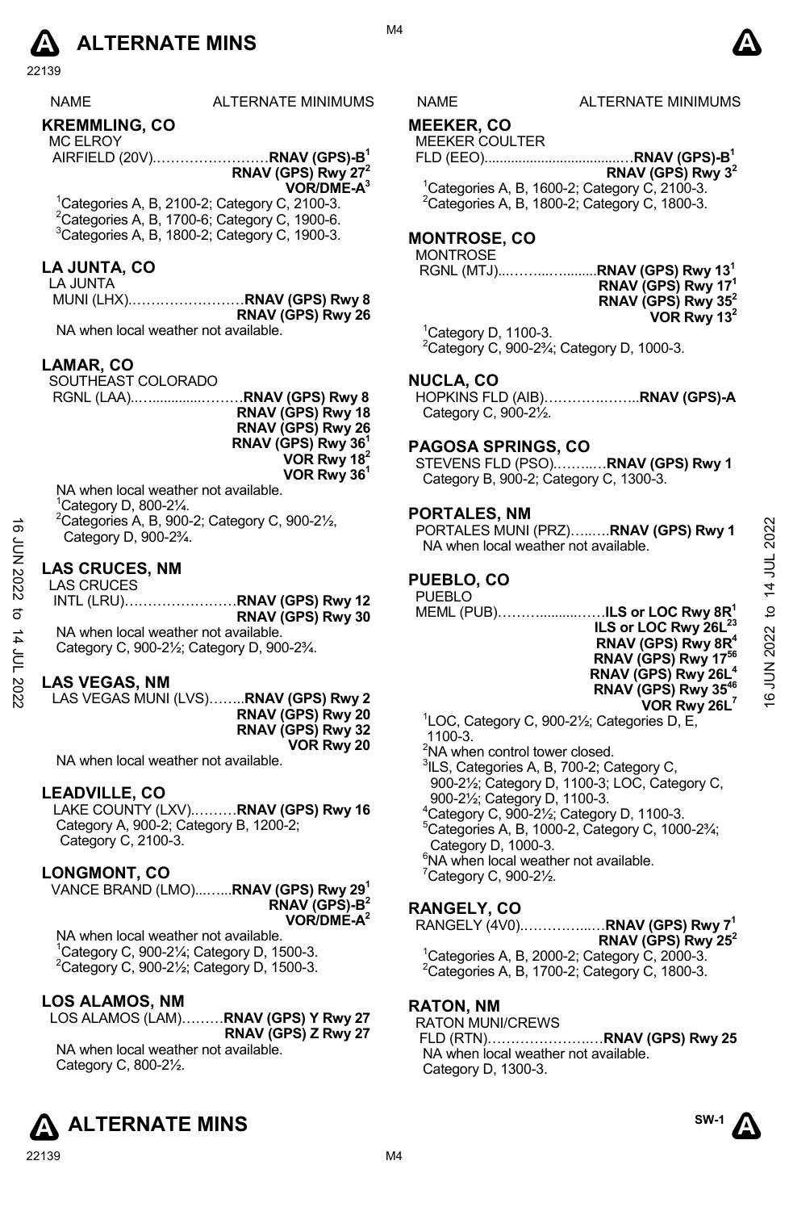# ALTERNATE MINS

| NAME | ALTERNATE MINIMUMS |
|---|---|

## KREMMLING, CO

MC ELROY AIRFIELD (20V)……………………**RNAV (GPS)-B**[1]
**RNAV (GPS) Rwy 27**[2]
**VOR/DME-A**[3]

[1]Categories A, B, 2100-2; Category C, 2100-3.
[2]Categories A, B, 1700-6; Category C, 1900-6.
[3]Categories A, B, 1800-2; Category C, 1900-3.

## LA JUNTA, CO

LA JUNTA MUNI (LHX)……………………**RNAV (GPS) Rwy 8**
**RNAV (GPS) Rwy 26**

NA when local weather not available.

## LAMAR, CO

SOUTHEAST COLORADO RGNL (LAA)……………………**RNAV (GPS) Rwy 8**
**RNAV (GPS) Rwy 18**
**RNAV (GPS) Rwy 26**
**RNAV (GPS) Rwy 36**[1]
**VOR Rwy 18**[2]
**VOR Rwy 36**[1]

NA when local weather not available.
[1]Category D, 800-2¼.
[2]Categories A, B, 900-2; Category C, 900-2½, Category D, 900-2¾.

## LAS CRUCES, NM

LAS CRUCES INTL (LRU)……………………**RNAV (GPS) Rwy 12**
**RNAV (GPS) Rwy 30**

NA when local weather not available.
Category C, 900-2½; Category D, 900-2¾.

## LAS VEGAS, NM

LAS VEGAS MUNI (LVS)……..**RNAV (GPS) Rwy 2**
**RNAV (GPS) Rwy 20**
**RNAV (GPS) Rwy 32**
**VOR Rwy 20**

NA when local weather not available.

## LEADVILLE, CO

LAKE COUNTY (LXV)………**RNAV (GPS) Rwy 16**
Category A, 900-2; Category B, 1200-2; Category C, 2100-3.

## LONGMONT, CO

VANCE BRAND (LMO)……..**RNAV (GPS) Rwy 29**[1]
**RNAV (GPS)-B**[2]
**VOR/DME-A**[2]

NA when local weather not available.
[1]Category C, 900-2¼; Category D, 1500-3.
[2]Category C, 900-2½; Category D, 1500-3.

## LOS ALAMOS, NM

LOS ALAMOS (LAM)………**RNAV (GPS) Y Rwy 27**
**RNAV (GPS) Z Rwy 27**

NA when local weather not available.
Category C, 800-2½.

## MEEKER, CO

MEEKER COULTER FLD (EEO)……………………**RNAV (GPS)-B**[1]
**RNAV (GPS) Rwy 3**[2]

[1]Categories A, B, 1600-2; Category C, 2100-3.
[2]Categories A, B, 1800-2; Category C, 1800-3.

## MONTROSE, CO

MONTROSE RGNL (MTJ)……………………**RNAV (GPS) Rwy 13**[1]
**RNAV (GPS) Rwy 17**[1]
**RNAV (GPS) Rwy 35**[2]
**VOR Rwy 13**[2]

[1]Category D, 1100-3.
[2]Category C, 900-2¾; Category D, 1000-3.

## NUCLA, CO

HOPKINS FLD (AIB)……………………**RNAV (GPS)-A**
Category C, 900-2½.

## PAGOSA SPRINGS, CO

STEVENS FLD (PSO)……………**RNAV (GPS) Rwy 1**
Category B, 900-2; Category C, 1300-3.

## PORTALES, NM

PORTALES MUNI (PRZ)……….**RNAV (GPS) Rwy 1**
NA when local weather not available.

## PUEBLO, CO

PUEBLO MEML (PUB)……………………**ILS or LOC Rwy 8R**[1]
**ILS or LOC Rwy 26L**[2,3]
**RNAV (GPS) Rwy 8R**[4]
**RNAV (GPS) Rwy 17**[5,6]
**RNAV (GPS) Rwy 26L**[4]
**RNAV (GPS) Rwy 35**[4,6]
**VOR Rwy 26L**[7]

[1]LOC, Category C, 900-2½; Categories D, E, 1100-3.
[2]NA when control tower closed.
[3]ILS, Categories A, B, 700-2; Category C, 900-2½; Category D, 1100-3; LOC, Category C, 900-2½; Category D, 1100-3.
[4]Category C, 900-2½; Category D, 1100-3.
[5]Categories A, B, 1000-2, Category C, 1000-2¾; Category D, 1000-3.
[6]NA when local weather not available.
[7]Category C, 900-2½.

## RANGELY, CO

RANGELY (4V0)……………………**RNAV (GPS) Rwy 7**[1]
**RNAV (GPS) Rwy 25**[2]

[1]Categories A, B, 2000-2; Category C, 2000-3.
[2]Categories A, B, 1700-2; Category C, 1800-3.

## RATON, NM

RATON MUNI/CREWS FLD (RTN)……………………**RNAV (GPS) Rwy 25**
NA when local weather not available.
Category D, 1300-3.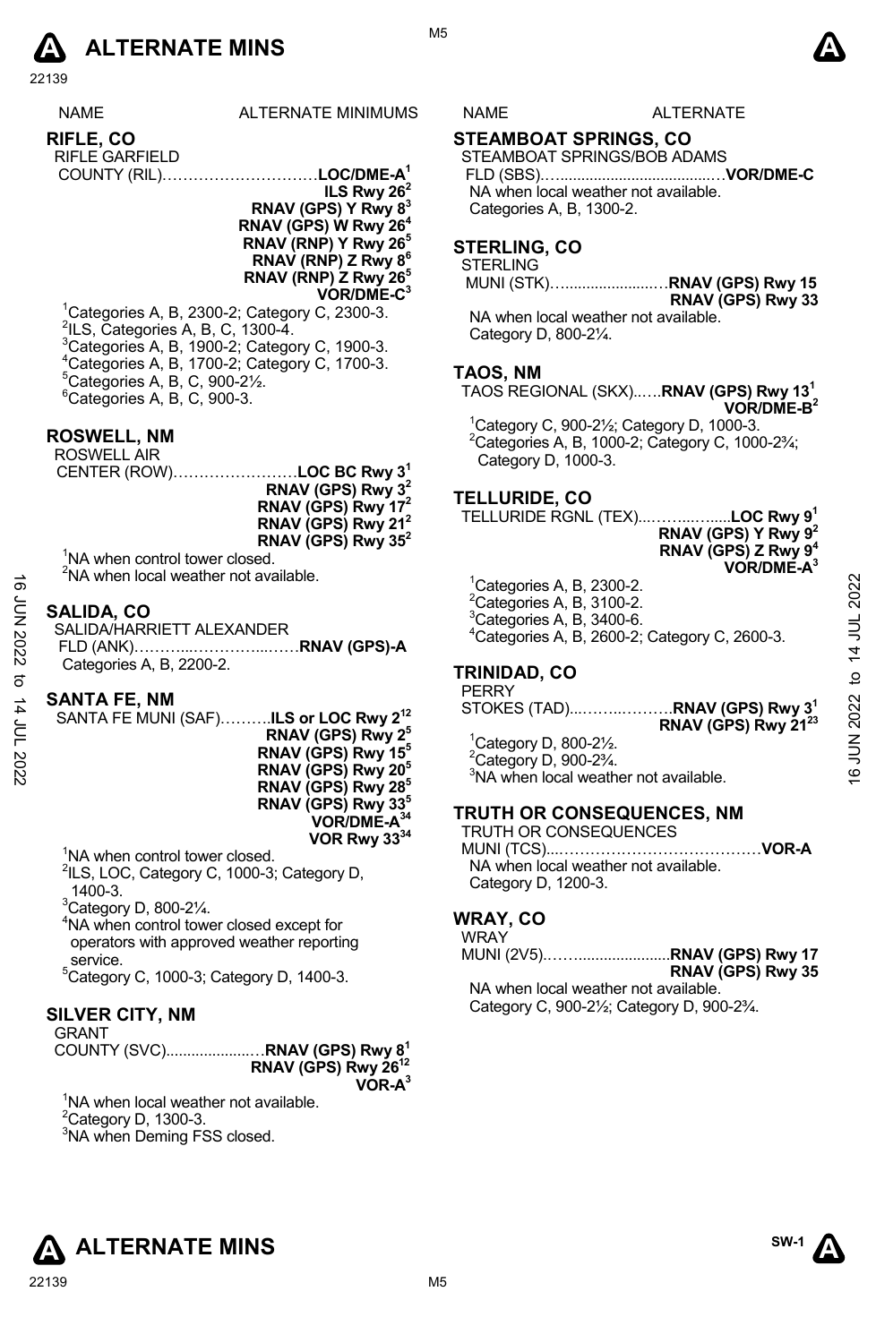# ALTERNATE MINS

| NAME | ALTERNATE MINIMUMS |
|---|---|

## RIFLE, CO

RIFLE GARFIELD COUNTY (RIL)…………………………**LOC/DME-A**[1]
**ILS Rwy 26**[2]
**RNAV (GPS) Y Rwy 8**[3]
**RNAV (GPS) W Rwy 26**[4]
**RNAV (RNP) Y Rwy 26**[5]
**RNAV (RNP) Z Rwy 8**[6]
**RNAV (RNP) Z Rwy 26**[5]
**VOR/DME-C**[3]

[1]Categories A, B, 2300-2; Category C, 2300-3.
[2]ILS, Categories A, B, C, 1300-4.
[3]Categories A, B, 1900-2; Category C, 1900-3.
[4]Categories A, B, 1700-2; Category C, 1700-3.
[5]Categories A, B, C, 900-2½.
[6]Categories A, B, C, 900-3.

## ROSWELL, NM

ROSWELL AIR CENTER (ROW)……………………**LOC BC Rwy 3**[1]
**RNAV (GPS) Rwy 3**[2]
**RNAV (GPS) Rwy 17**[2]
**RNAV (GPS) Rwy 21**[2]
**RNAV (GPS) Rwy 35**[2]

[1]NA when control tower closed.
[2]NA when local weather not available.

## SALIDA, CO

SALIDA/HARRIETT ALEXANDER FLD (ANK)………..…………...……**RNAV (GPS)-A**
Categories A, B, 2200-2.

## SANTA FE, NM

SANTA FE MUNI (SAF)……….**ILS or LOC Rwy 2**[12]
**RNAV (GPS) Rwy 2**[5]
**RNAV (GPS) Rwy 15**[5]
**RNAV (GPS) Rwy 20**[5]
**RNAV (GPS) Rwy 28**[5]
**RNAV (GPS) Rwy 33**[5]
**VOR/DME-A**[34]
**VOR Rwy 33**[34]

[1]NA when control tower closed.
[2]ILS, LOC, Category C, 1000-3; Category D, 1400-3.
[3]Category D, 800-2¼.
[4]NA when control tower closed except for operators with approved weather reporting service.
[5]Category C, 1000-3; Category D, 1400-3.

## SILVER CITY, NM

GRANT COUNTY (SVC)......................…**RNAV (GPS) Rwy 8**[1]
**RNAV (GPS) Rwy 26**[12]
**VOR-A**[3]

[1]NA when local weather not available.
[2]Category D, 1300-3.
[3]NA when Deming FSS closed.

## STEAMBOAT SPRINGS, CO

STEAMBOAT SPRINGS/BOB ADAMS FLD (SBS)…......................................…**VOR/DME-C**
NA when local weather not available.
Categories A, B, 1300-2.

## STERLING, CO

STERLING MUNI (STK)….......................…**RNAV (GPS) Rwy 15**
**RNAV (GPS) Rwy 33**
NA when local weather not available.
Category D, 800-2¼.

## TAOS, NM

TAOS REGIONAL (SKX)..….**RNAV (GPS) Rwy 13**[1]
**VOR/DME-B**[2]

[1]Category C, 900-2½; Category D, 1000-3.
[2]Categories A, B, 1000-2; Category C, 1000-2¾; Category D, 1000-3.

## TELLURIDE, CO

TELLURIDE RGNL (TEX)...……...…....**LOC Rwy 9**[1]
**RNAV (GPS) Y Rwy 9**[2]
**RNAV (GPS) Z Rwy 9**[4]
**VOR/DME-A**[3]

[1]Categories A, B, 2300-2.
[2]Categories A, B, 3100-2.
[3]Categories A, B, 3400-6.
[4]Categories A, B, 2600-2; Category C, 2600-3.

## TRINIDAD, CO

PERRY STOKES (TAD)...……..……….**RNAV (GPS) Rwy 3**[1]
**RNAV (GPS) Rwy 21**[23]

[1]Category D, 800-2½.
[2]Category D, 900-2¾.
[3]NA when local weather not available.

## TRUTH OR CONSEQUENCES, NM

TRUTH OR CONSEQUENCES MUNI (TCS)...…………………………………**VOR-A**
NA when local weather not available.
Category D, 1200-3.

## WRAY, CO

WRAY MUNI (2V5).……......................**RNAV (GPS) Rwy 17**
**RNAV (GPS) Rwy 35**
NA when local weather not available.
Category C, 900-2½; Category D, 900-2¾.